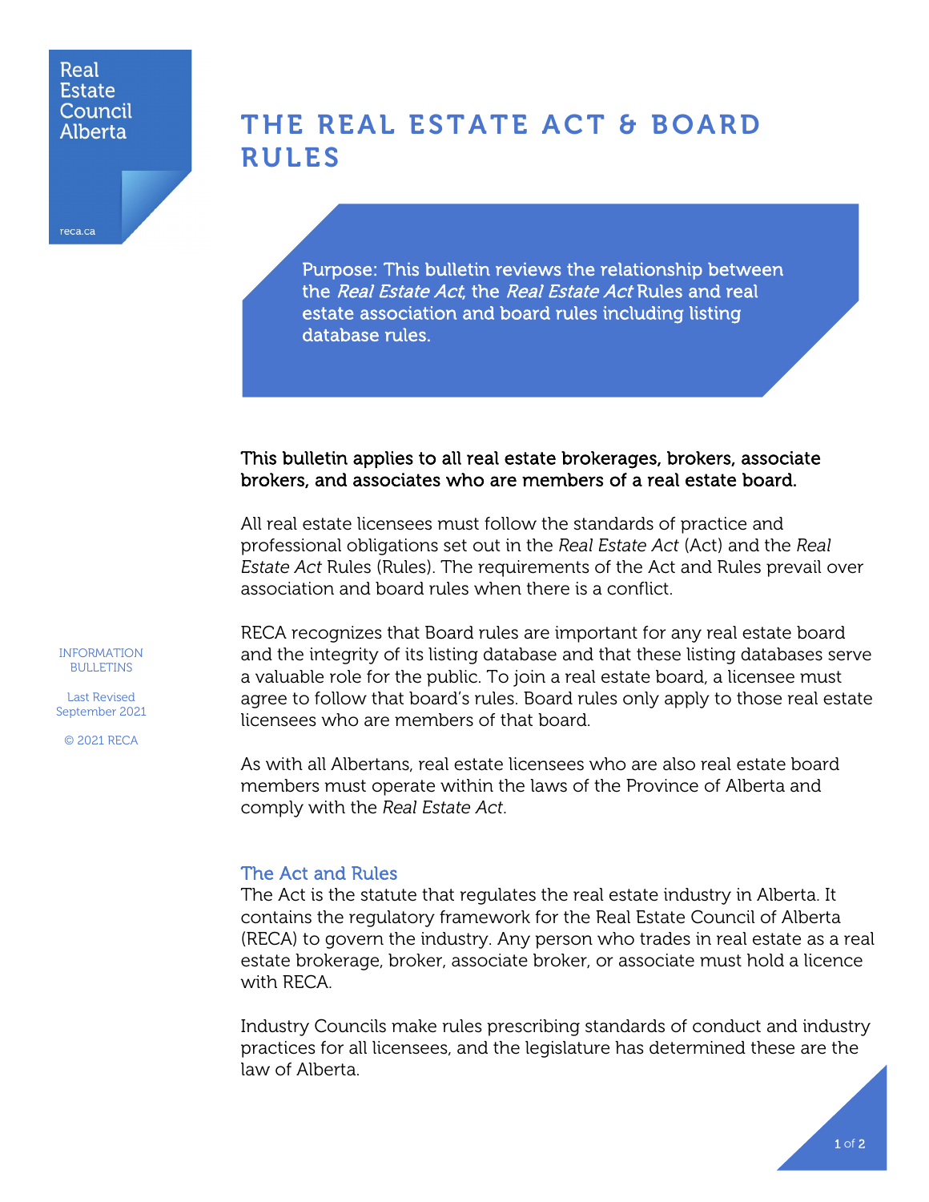Real Estate Council Alberta

reca.ca

# THE REAL ESTATE ACT & BOARD RULES

Purpose: This bulletin reviews the relationship between the *Real Estate Act*, the *Real Estate Act* Rules and real estate association and board rules including listing database rules.

INFORMATION BULLETINS

Last Revised September 2021

© 2021 RECA

**This bulletin applies to all real estate brokerages, brokers, associate brokers, and associates who are members of a real estate board.**

All real estate licensees must follow the standards of practice and professional obligations set out in the *Real Estate Act* (Act) and the *Real Estate Act* Rules (Rules). The requirements of the Act and Rules prevail over association and board rules when there is a conflict.

RECA recognizes that Board rules are important for any real estate board and the integrity of its listing database and that these listing databases serve a valuable role for the public. To join a real estate board, a licensee must agree to follow that board's rules. Board rules only apply to those real estate licensees who are members of that board.

As with all Albertans, real estate licensees who are also real estate board members must operate within the laws of the Province of Alberta and comply with the *Real Estate Act*.

## The Act and Rules

The Act is the statute that regulates the real estate industry in Alberta. It contains the regulatory framework for the Real Estate Council of Alberta (RECA) to govern the industry. Any person who trades in real estate as a real estate brokerage, broker, associate broker, or associate must hold a licence with RECA.

Industry Councils make rules prescribing standards of conduct and industry practices for all licensees, and the legislature has determined these are the law of Alberta.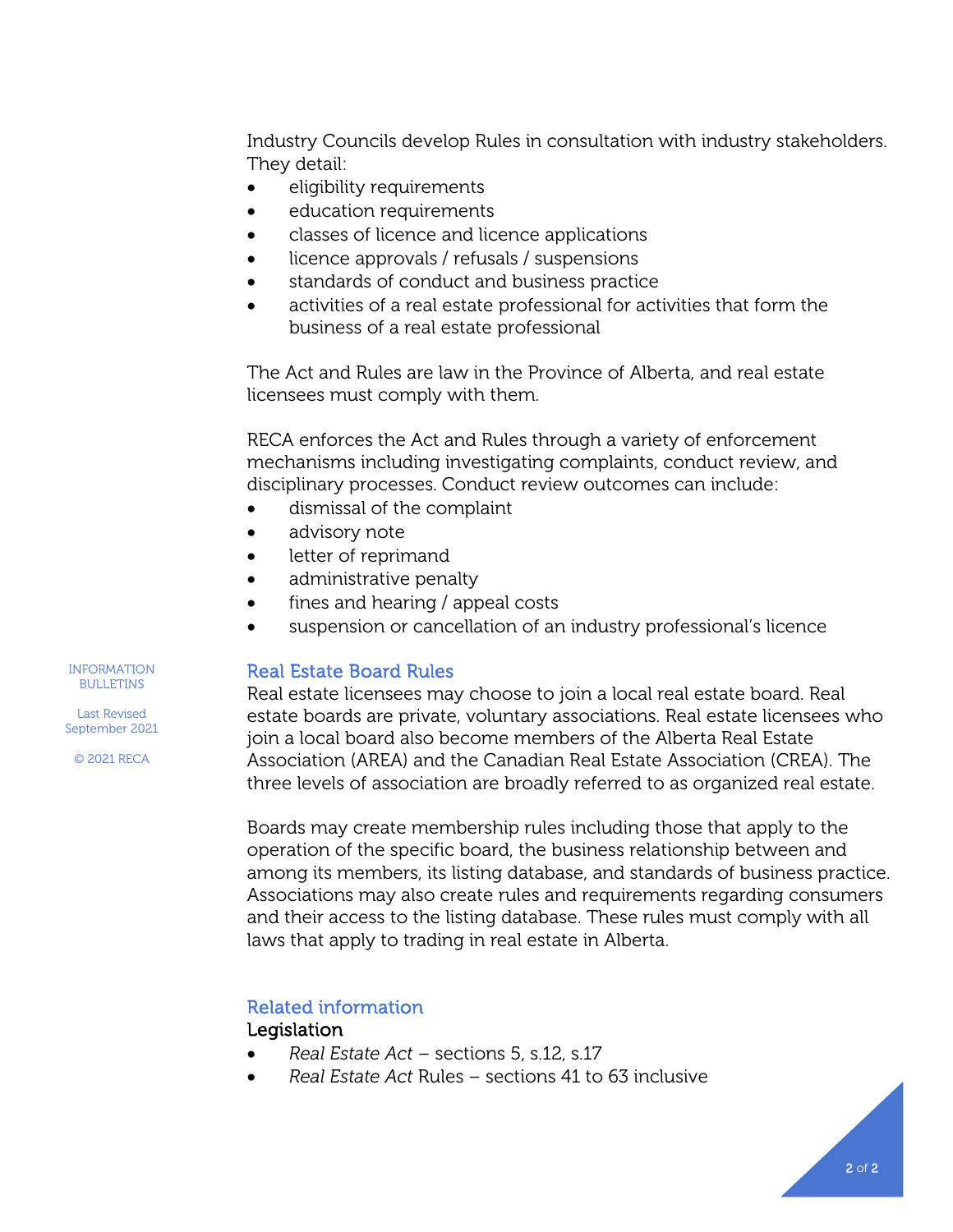Industry Councils develop Rules in consultation with industry stakeholders. They detail:

- eligibility requirements
- education requirements
- classes of licence and licence applications
- licence approvals / refusals / suspensions
- standards of conduct and business practice
- activities of a real estate professional for activities that form the business of a real estate professional

The Act and Rules are law in the Province of Alberta, and real estate licensees must comply with them.

RECA enforces the Act and Rules through a variety of enforcement mechanisms including investigating complaints, conduct review, and disciplinary processes. Conduct review outcomes can include:

- dismissal of the complaint
- advisory note
- letter of reprimand
- administrative penalty
- fines and hearing / appeal costs
- suspension or cancellation of an industry professional's licence

## Real Estate Board Rules

Real estate licensees may choose to join a local real estate board. Real estate boards are private, voluntary associations. Real estate licensees who join a local board also become members of the Alberta Real Estate Association (AREA) and the Canadian Real Estate Association (CREA). The three levels of association are broadly referred to as organized real estate.

Boards may create membership rules including those that apply to the operation of the specific board, the business relationship between and among its members, its listing database, and standards of business practice. Associations may also create rules and requirements regarding consumers and their access to the listing database. These rules must comply with all laws that apply to trading in real estate in Alberta.

## Related information

### Legislation

- *Real Estate Act* – sections 5, s.12, s.17
- *Real Estate Act* Rules – sections 41 to 63 inclusive